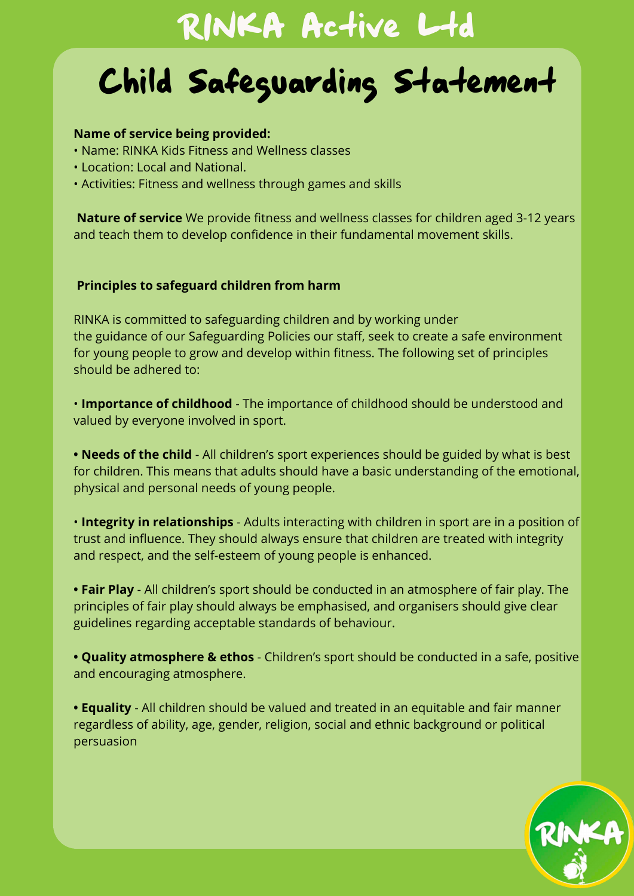# RINKA Active Ltd

## Child Safeguarding Statement

**Name of service being provided:**

- Name: RINKA Kids Fitness and Wellness classes
- Location: Local and National.
- Activities: Fitness and wellness through games and skills

**Nature of service** We provide fitness and wellness classes for children aged 3-12 years and teach them to develop confidence in their fundamental movement skills.

**Principles to safeguard children from harm**

RINKA is committed to safeguarding children and by working under the guidance of our Safeguarding Policies our staff, seek to create a safe environment for young people to grow and develop within fitness. The following set of principles should be adhered to:

- **Importance of childhood** - The importance of childhood should be understood and valued by everyone involved in sport.

- **Needs of the child** - All children's sport experiences should be guided by what is best for children. This means that adults should have a basic understanding of the emotional, physical and personal needs of young people.

- **Integrity in relationships** - Adults interacting with children in sport are in a position of trust and influence. They should always ensure that children are treated with integrity and respect, and the self-esteem of young people is enhanced.

- **Fair Play** - All children's sport should be conducted in an atmosphere of fair play. The principles of fair play should always be emphasised, and organisers should give clear guidelines regarding acceptable standards of behaviour.

- **Quality atmosphere & ethos** - Children's sport should be conducted in a safe, positive and encouraging atmosphere.

- **Equality** - All children should be valued and treated in an equitable and fair manner regardless of ability, age, gender, religion, social and ethnic background or political persuasion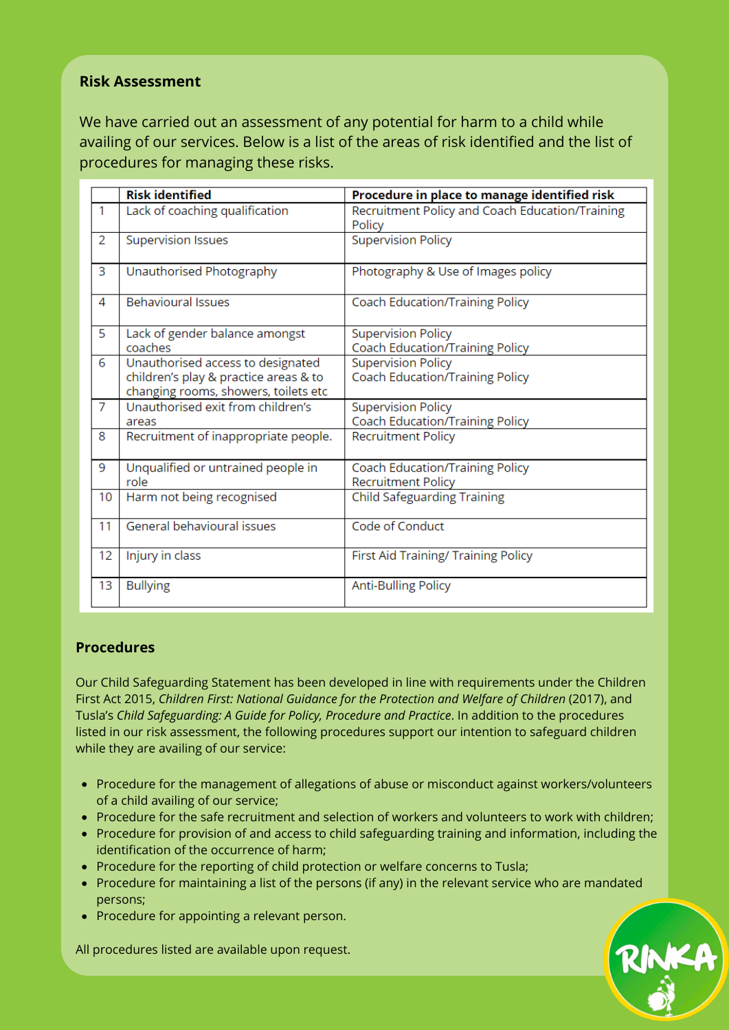## Risk Assessment

We have carried out an assessment of any potential for harm to a child while availing of our services. Below is a list of the areas of risk identified and the list of procedures for managing these risks.

| | Risk identified | Procedure in place to manage identified risk |
|---|---|---|
| 1 | Lack of coaching qualification | Recruitment Policy and Coach Education/Training Policy |
| 2 | Supervision Issues | Supervision Policy |
| 3 | Unauthorised Photography | Photography & Use of Images policy |
| 4 | Behavioural Issues | Coach Education/Training Policy |
| 5 | Lack of gender balance amongst coaches | Supervision Policy<br>Coach Education/Training Policy |
| 6 | Unauthorised access to designated children's play & practice areas & to changing rooms, showers, toilets etc | Supervision Policy<br>Coach Education/Training Policy |
| 7 | Unauthorised exit from children's areas | Supervision Policy<br>Coach Education/Training Policy |
| 8 | Recruitment of inappropriate people. | Recruitment Policy |
| 9 | Unqualified or untrained people in role | Coach Education/Training Policy<br>Recruitment Policy |
| 10 | Harm not being recognised | Child Safeguarding Training |
| 11 | General behavioural issues | Code of Conduct |
| 12 | Injury in class | First Aid Training/ Training Policy |
| 13 | Bullying | Anti-Bulling Policy |

## Procedures

Our Child Safeguarding Statement has been developed in line with requirements under the Children First Act 2015, *Children First: National Guidance for the Protection and Welfare of Children* (2017), and Tusla's *Child Safeguarding: A Guide for Policy, Procedure and Practice*. In addition to the procedures listed in our risk assessment, the following procedures support our intention to safeguard children while they are availing of our service:

- Procedure for the management of allegations of abuse or misconduct against workers/volunteers of a child availing of our service;
- Procedure for the safe recruitment and selection of workers and volunteers to work with children;
- Procedure for provision of and access to child safeguarding training and information, including the identification of the occurrence of harm;
- Procedure for the reporting of child protection or welfare concerns to Tusla;
- Procedure for maintaining a list of the persons (if any) in the relevant service who are mandated persons;
- Procedure for appointing a relevant person.

All procedures listed are available upon request.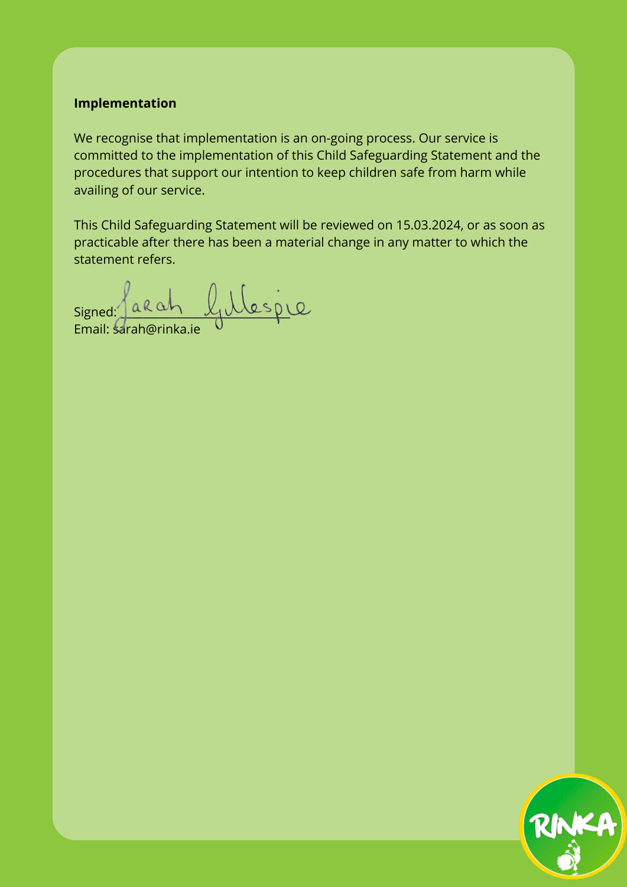**Implementation**

We recognise that implementation is an on-going process. Our service is committed to the implementation of this Child Safeguarding Statement and the procedures that support our intention to keep children safe from harm while availing of our service.

This Child Safeguarding Statement will be reviewed on 15.03.2024, or as soon as practicable after there has been a material change in any matter to which the statement refers.

Signed: Sarah Gillespie
Email: sarah@rinka.ie